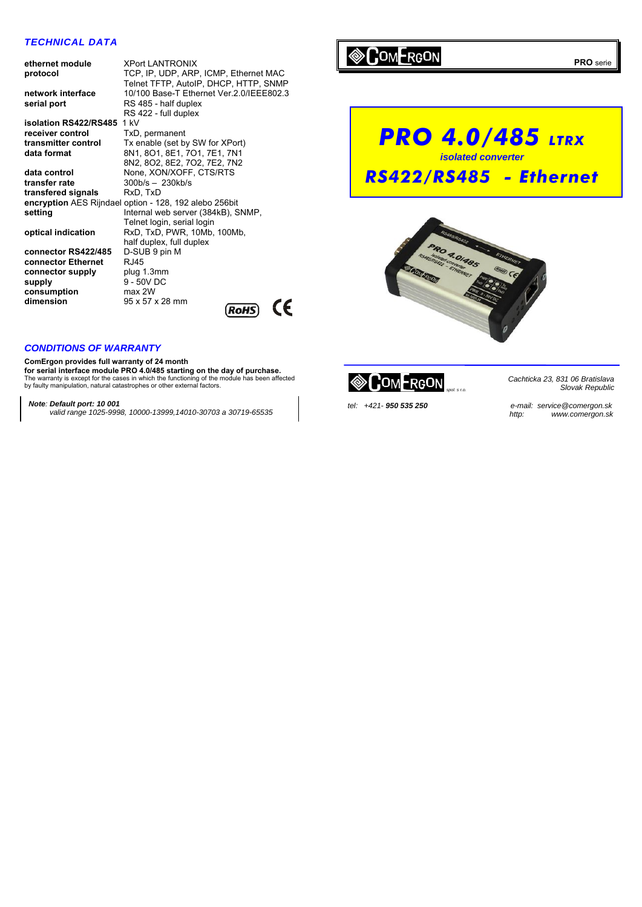**PRO** serie

# PRO 4.0/485 LTRX

*isolated converter*

## RS422/RS485 - Ethernet

## TECHNICAL DATA

| | |
|---|---|
| **ethernet module** | XPort LANTRONIX |
| **protocol** | TCP, IP, UDP, ARP, ICMP, Ethernet MAC<br>Telnet TFTP, AutoIP, DHCP, HTTP, SNMP |
| **network interface** | 10/100 Base-T Ethernet Ver.2.0/IEEE802.3 |
| **serial port** | RS 485 - half duplex<br>RS 422 - full duplex |
| **isolation RS422/RS485** | 1 kV |
| **receiver control** | TxD, permanent |
| **transmitter control** | Tx enable (set by SW for XPort) |
| **data format** | 8N1, 8O1, 8E1, 7O1, 7E1, 7N1<br>8N2, 8O2, 8E2, 7O2, 7E2, 7N2 |
| **data control** | None, XON/XOFF, CTS/RTS |
| **transfer rate** | 300b/s – 230kb/s |
| **transfered signals** | RxD, TxD |
| **encryption** | AES Rijndael option - 128, 192 alebo 256bit |
| **setting** | Internal web server (384kB), SNMP,<br>Telnet login, serial login |
| **optical indication** | RxD, TxD, PWR, 10Mb, 100Mb,<br>half duplex, full duplex |
| **connector RS422/485** | D-SUB 9 pin M |
| **connector Ethernet** | RJ45 |
| **connector supply** | plug 1.3mm |
| **supply** | 9 - 50V DC |
| **consumption** | max 2W |
| **dimension** | 95 x 57 x 28 mm |

RoHS CE

## CONDITIONS OF WARRANTY

**ComErgon provides full warranty of 24 month**
**for serial interface module PRO 4.0/485 starting on the day of purchase.**
The warranty is except for the cases in which the functioning of the module has been affected by faulty manipulation, natural catastrophes or other external factors.

***Note: Default port: 10 001***
*valid range 1025-9998, 10000-13999,14010-30703 a 30719-65535*

COMERGON spol. s r.o.

*Cachticka 23, 831 06 Bratislava*
*Slovak Republic*

*tel: +421-* ***950 535 250***

*e-mail: service@comergon.sk*
*http: www.comergon.sk*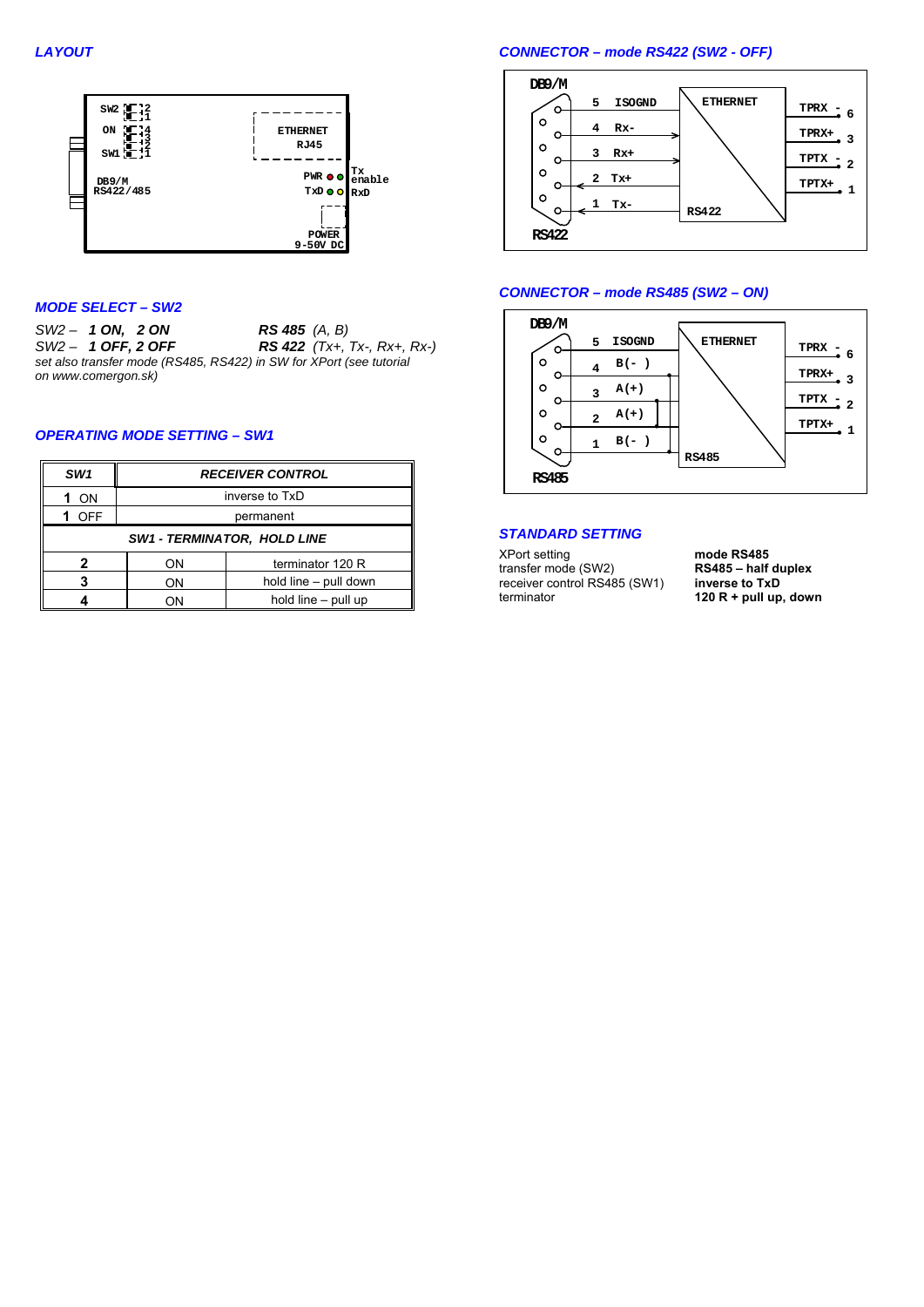## LAYOUT

SW2 2 1
ON 4 3 2 1
SW1
DB9/M
RS422/485
ETHERNET
RJ45
PWR
TxD
Tx enable
RxD
POWER
9-50V DC

## MODE SELECT – SW2

*SW2 – **1 ON, 2 ON*** ***RS 485*** *(A, B)*
*SW2 – **1 OFF, 2 OFF*** ***RS 422*** *(Tx+, Tx-, Rx+, Rx-)*
*set also transfer mode (RS485, RS422) in SW for XPort (see tutorial on www.comergon.sk)*

## OPERATING MODE SETTING – SW1

| *SW1* | | ***RECEIVER CONTROL*** |
|---|---|---|
| **1** ON | | inverse to TxD |
| **1** OFF | | permanent |
| ***SW1 - TERMINATOR, HOLD LINE*** | | |
| **2** | ON | terminator 120 R |
| **3** | ON | hold line – pull down |
| **4** | ON | hold line – pull up |

## CONNECTOR – mode RS422 (SW2 - OFF)

DB9/M
5 ISOGND
4 Rx-
3 Rx+
2 Tx+
1 Tx-
RS422
ETHERNET
RS422
TPRX - 6
TPRX+ 3
TPTX - 2
TPTX+ 1

## CONNECTOR – mode RS485 (SW2 – ON)

DB9/M
5 ISOGND
4 B(- )
3 A(+)
2 A(+)
1 B(- )
RS485
ETHERNET
RS485
TPRX - 6
TPRX+ 3
TPTX - 2
TPTX+ 1

## STANDARD SETTING

| | |
|---|---|
| XPort setting | **mode RS485** |
| transfer mode (SW2) | **RS485 – half duplex** |
| receiver control RS485 (SW1) | **inverse to TxD** |
| terminator | **120 R + pull up, down** |